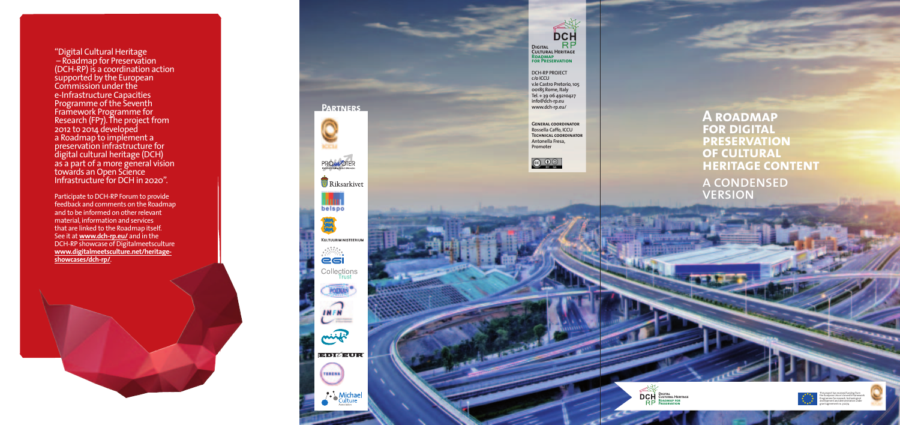"Digital Cultural Heritage – Roadmap for Preservation (DCH-RP) is a coordination action supported by the European Commission under the e-Infrastructure Capacities Programme of the Seventh Framework Programme for Research (FP7). The project from 2012 to 2014 developed a Roadmap to implement a preservation infrastructure for digital cultural heritage (DCH) as a part of a more general vision towards an Open Science Infrastructure for DCH in 2020".

Participate to DCH-RP Forum to provide feedback and comments on the Roadmap and to be informed on other relevant material, information and services that are linked to the Roadmap itself. See it at **www.dch-rp.eu/** and in the DCH-RP showcase of Digitalmeetsculture **www.digitalmeetsculture.net/heritage-showcases/dch-rp/**.

## Partners

ICCU
PROMOTER
Riksarkivet
belspo
Kultuuriministeerium
egi
Collections Trust
POZNAN
INFN
EDITEUR
TERENA
Michael Culture Association

**Digital Cultural Heritage Roadmap for Preservation**

DCH-RP PROJECT
c/o ICCU
v.le Castro Pretorio, 105
00185 Rome, Italy
Tel. + 39 06 49210427
info@dch-rp.eu
www.dch-rp.eu/

**General coordinator**
Rossella Caffo, ICCU
**Technical coordinator**
Antonella Fresa, Promoter

# A roadmap for digital preservation of cultural heritage content

## A condensed version

**DCH RP Digital Cultural Heritage Roadmap for Preservation**

This project has received funding from the European Union's Seventh Framework Programme for research, technological development and demonstration under grant agreement no 312274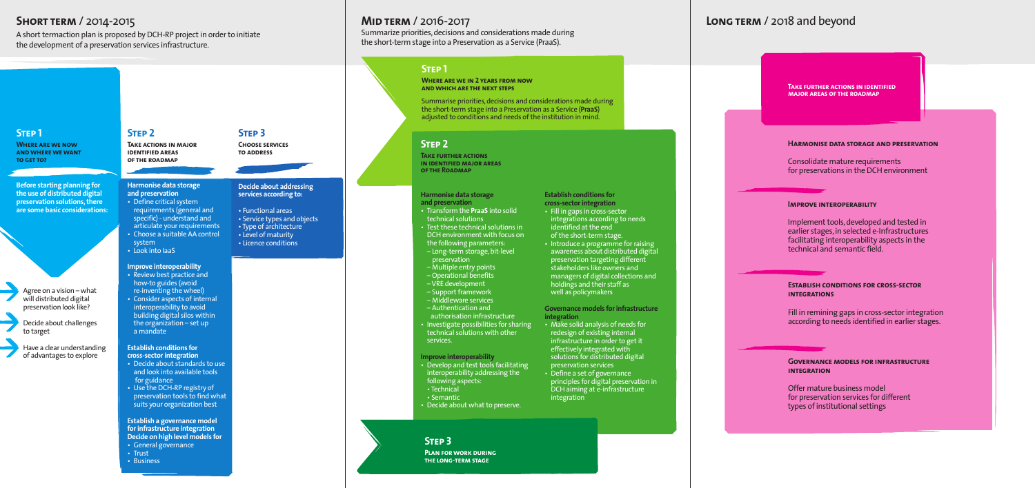## Short term / 2014-2015

A short termaction plan is proposed by DCH-RP project in order to initiate the development of a preservation services infrastructure.

### Step 1

**Where are we now and where we want to get to?**

**Before starting planning for the use of distributed digital preservation solutions, there are some basic considerations:**

- Agree on a vision – what will distributed digital preservation look like?
- Decide about challenges to target
- Have a clear understanding of advantages to explore

### Step 2

**Take actions in major identified areas of the roadmap**

**Harmonise data storage and preservation**

- Define critical system requirements (general and specific) - understand and articulate your requirements
- Choose a suitable AA control system
- Look into IaaS

**Improve interoperability**

- Review best practice and how-to guides (avoid re-inventing the wheel)
- Consider aspects of internal interoperability to avoid building digital silos within the organization – set up a mandate

**Establish conditions for cross-sector integration**

- Decide about standards to use and look into available tools for guidance
- Use the DCH-RP registry of preservation tools to find what suits your organization best

**Establish a governance model for infrastructure integration**
**Decide on high level models for**

- General governance
- Trust
- Business

### Step 3

**Choose services to address**

**Decide about addressing services according to:**

- Functional areas
- Service types and objects
- Type of architecture
- Level of maturity
- Licence conditions

## Mid term / 2016-2017

Summarize priorities, decisions and considerations made during the short-term stage into a Preservation as a Service (PraaS).

### Step 1

**Where are we in 2 years from now and which are the next steps**

Summarise priorities, decisions and considerations made during the short-term stage into a Preservation as a Service (**PraaS**) adjusted to conditions and needs of the institution in mind.

### Step 2

**Take further actions in identified major areas of the Roadmap**

**Harmonise data storage and preservation**

- Transform the **PraaS** into solid technical solutions
- Test these technical solutions in DCH environment with focus on the following parameters:
  - Long-term storage, bit-level preservation
  - Multiple entry points
  - Operational benefits
  - VRE development
  - Support framework
  - Middleware services
  - Authentication and authorisation infrastructure
- Investigate possibilities for sharing technical solutions with other services.

**Improve interoperability**

- Develop and test tools facilitating interoperability addressing the following aspects:
  - Technical
  - Semantic
- Decide about what to preserve.

**Establish conditions for cross-sector integration**

- Fill in gaps in cross-sector integrations according to needs identified at the end of the short-term stage.
- Introduce a programme for raising awareness about distributed digital preservation targeting different stakeholders like owners and managers of digital collections and holdings and their staff as well as policymakers

**Governance models for infrastructure integration**

- Make solid analysis of needs for redesign of existing internal infrastructure in order to get it effectively integrated with solutions for distributed digital preservation services
- Define a set of governance principles for digital preservation in DCH aiming at e-infrastructure integration

### Step 3

**Plan for work during the long-term stage**

## Long term / 2018 and beyond

**Take further actions in identified major areas of the roadmap**

**Harmonise data storage and preservation**

Consolidate mature requirements for preservations in the DCH environment

**Improve interoperability**

Implement tools, developed and tested in earlier stages, in selected e-Infrastructures facilitating interoperability aspects in the technical and semantic field.

**Establish conditions for cross-sector integrations**

Fill in remining gaps in cross-sector integration according to needs identified in earlier stages.

**Governance models for infrastructure integration**

Offer mature business model for preservation services for different types of institutional settings